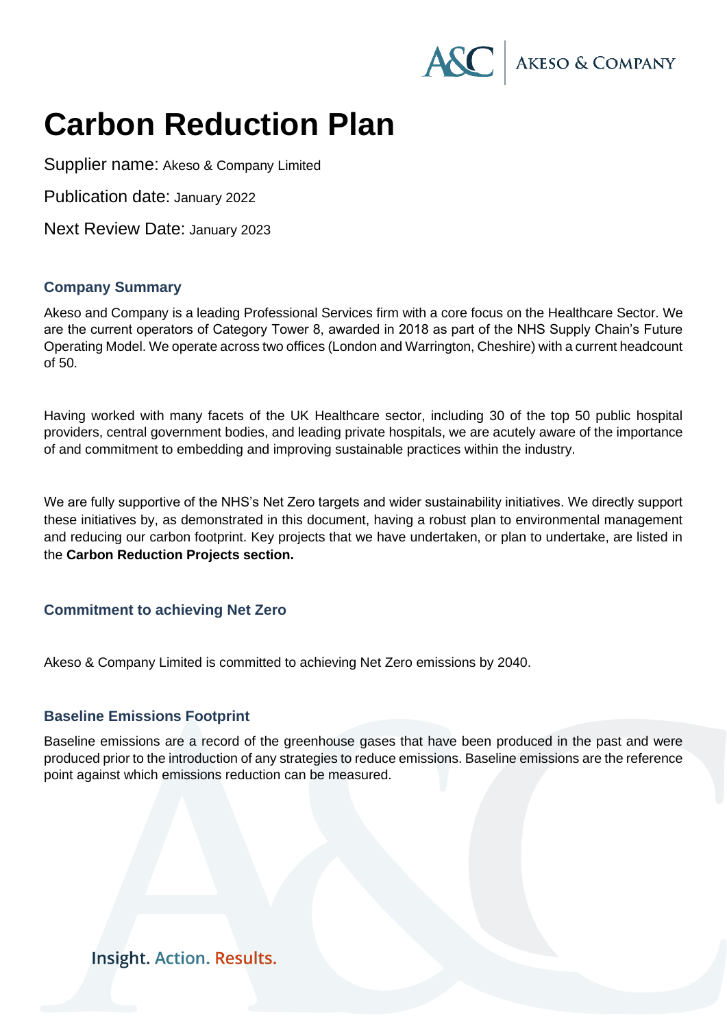# Carbon Reduction Plan

Supplier name: Akeso & Company Limited

Publication date: January 2022

Next Review Date: January 2023

### Company Summary

Akeso and Company is a leading Professional Services firm with a core focus on the Healthcare Sector. We are the current operators of Category Tower 8, awarded in 2018 as part of the NHS Supply Chain's Future Operating Model. We operate across two offices (London and Warrington, Cheshire) with a current headcount of 50.

Having worked with many facets of the UK Healthcare sector, including 30 of the top 50 public hospital providers, central government bodies, and leading private hospitals, we are acutely aware of the importance of and commitment to embedding and improving sustainable practices within the industry.

We are fully supportive of the NHS's Net Zero targets and wider sustainability initiatives. We directly support these initiatives by, as demonstrated in this document, having a robust plan to environmental management and reducing our carbon footprint. Key projects that we have undertaken, or plan to undertake, are listed in the **Carbon Reduction Projects section.**

### Commitment to achieving Net Zero

Akeso & Company Limited is committed to achieving Net Zero emissions by 2040.

### Baseline Emissions Footprint

Baseline emissions are a record of the greenhouse gases that have been produced in the past and were produced prior to the introduction of any strategies to reduce emissions. Baseline emissions are the reference point against which emissions reduction can be measured.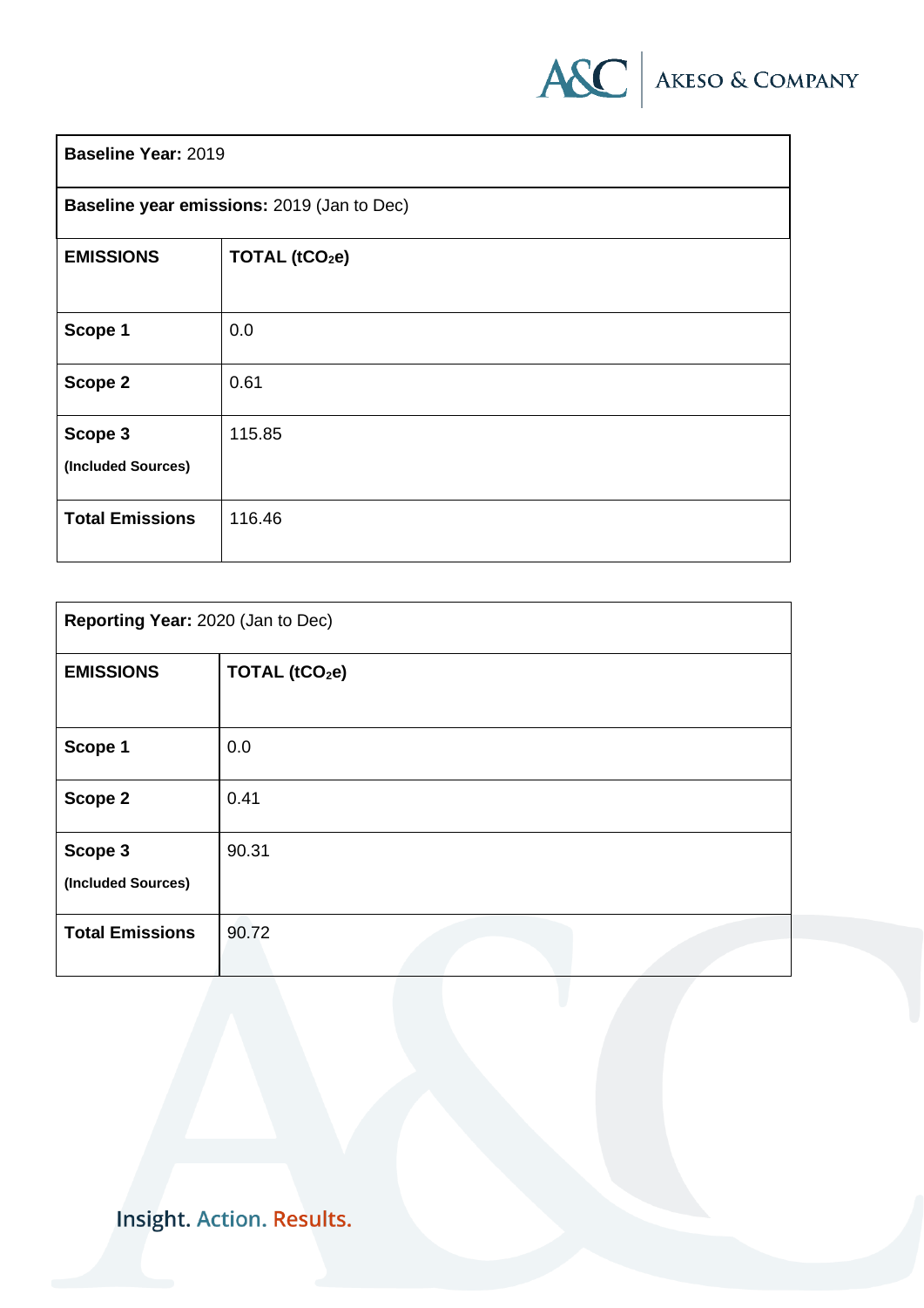| **Baseline Year:** 2019 | |
|---|---|
| **Baseline year emissions:** 2019 (Jan to Dec) | |
| **EMISSIONS** | **TOTAL ($tCO_2e$)** |
| **Scope 1** | 0.0 |
| **Scope 2** | 0.61 |
| **Scope 3** **(Included Sources)** | 115.85 |
| **Total Emissions** | 116.46 |

| **Reporting Year:** 2020 (Jan to Dec) | |
|---|---|
| **EMISSIONS** | **TOTAL ($tCO_2e$)** |
| **Scope 1** | 0.0 |
| **Scope 2** | 0.41 |
| **Scope 3** **(Included Sources)** | 90.31 |
| **Total Emissions** | 90.72 |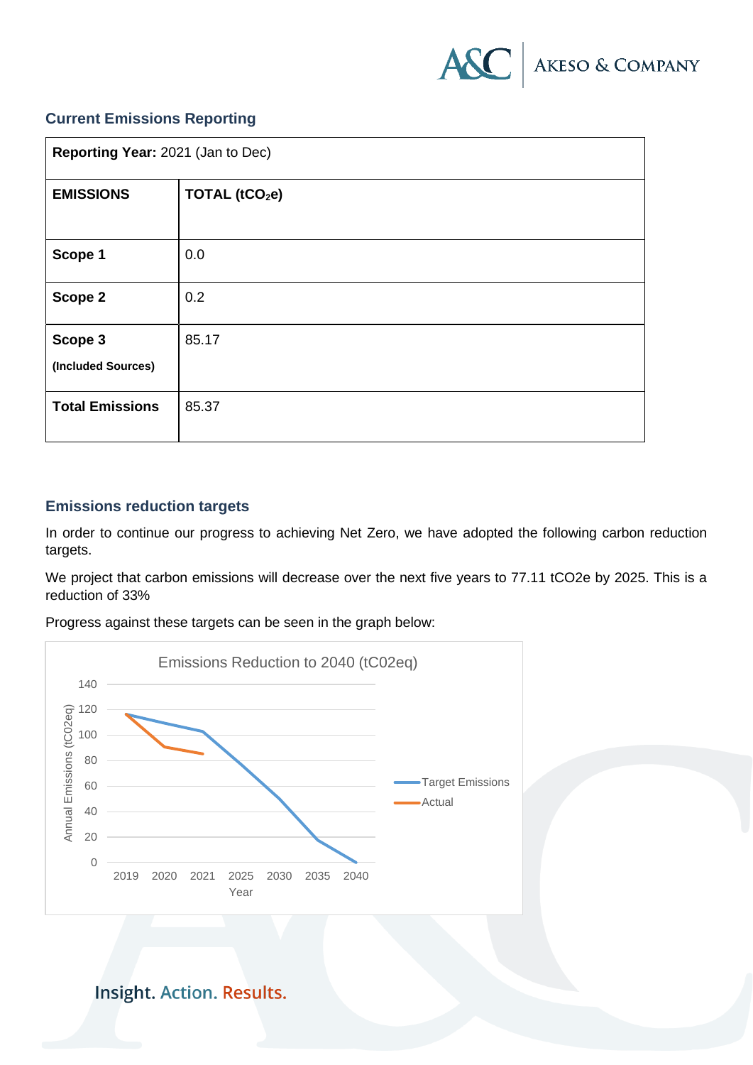## Current Emissions Reporting

| **Reporting Year:** 2021 (Jan to Dec) | |
|---|---|
| **EMISSIONS** | **TOTAL ($tCO_2e$)** |
| **Scope 1** | 0.0 |
| **Scope 2** | 0.2 |
| **Scope 3** **(Included Sources)** | 85.17 |
| **Total Emissions** | 85.37 |

## Emissions reduction targets

In order to continue our progress to achieving Net Zero, we have adopted the following carbon reduction targets.

We project that carbon emissions will decrease over the next five years to 77.11 tCO2e by 2025. This is a reduction of 33%

Progress against these targets can be seen in the graph below:

Emissions Reduction to 2040 (tC02eq)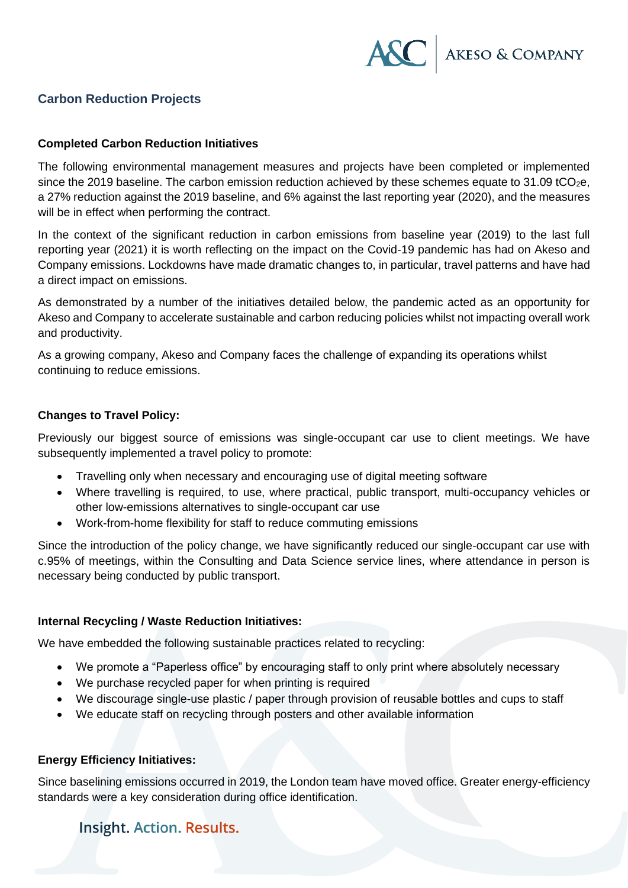## Carbon Reduction Projects

### Completed Carbon Reduction Initiatives

The following environmental management measures and projects have been completed or implemented since the 2019 baseline. The carbon emission reduction achieved by these schemes equate to 31.09 $tCO_2e$, a 27% reduction against the 2019 baseline, and 6% against the last reporting year (2020), and the measures will be in effect when performing the contract.

In the context of the significant reduction in carbon emissions from baseline year (2019) to the last full reporting year (2021) it is worth reflecting on the impact on the Covid-19 pandemic has had on Akeso and Company emissions. Lockdowns have made dramatic changes to, in particular, travel patterns and have had a direct impact on emissions.

As demonstrated by a number of the initiatives detailed below, the pandemic acted as an opportunity for Akeso and Company to accelerate sustainable and carbon reducing policies whilst not impacting overall work and productivity.

As a growing company, Akeso and Company faces the challenge of expanding its operations whilst continuing to reduce emissions.

### Changes to Travel Policy:

Previously our biggest source of emissions was single-occupant car use to client meetings. We have subsequently implemented a travel policy to promote:

- Travelling only when necessary and encouraging use of digital meeting software
- Where travelling is required, to use, where practical, public transport, multi-occupancy vehicles or other low-emissions alternatives to single-occupant car use
- Work-from-home flexibility for staff to reduce commuting emissions

Since the introduction of the policy change, we have significantly reduced our single-occupant car use with c.95% of meetings, within the Consulting and Data Science service lines, where attendance in person is necessary being conducted by public transport.

### Internal Recycling / Waste Reduction Initiatives:

We have embedded the following sustainable practices related to recycling:

- We promote a "Paperless office" by encouraging staff to only print where absolutely necessary
- We purchase recycled paper for when printing is required
- We discourage single-use plastic / paper through provision of reusable bottles and cups to staff
- We educate staff on recycling through posters and other available information

### Energy Efficiency Initiatives:

Since baselining emissions occurred in 2019, the London team have moved office. Greater energy-efficiency standards were a key consideration during office identification.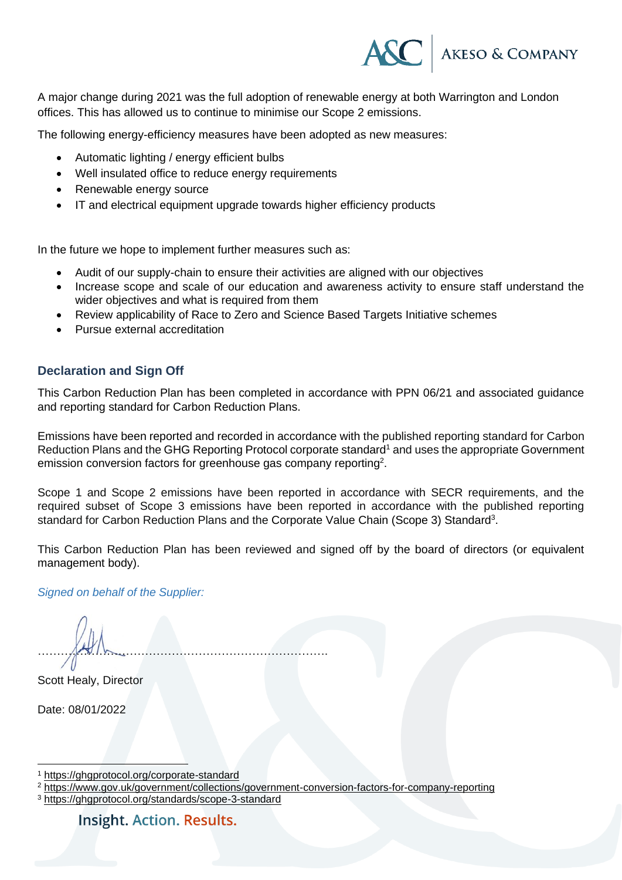A major change during 2021 was the full adoption of renewable energy at both Warrington and London offices. This has allowed us to continue to minimise our Scope 2 emissions.

The following energy-efficiency measures have been adopted as new measures:

- Automatic lighting / energy efficient bulbs
- Well insulated office to reduce energy requirements
- Renewable energy source
- IT and electrical equipment upgrade towards higher efficiency products

In the future we hope to implement further measures such as:

- Audit of our supply-chain to ensure their activities are aligned with our objectives
- Increase scope and scale of our education and awareness activity to ensure staff understand the wider objectives and what is required from them
- Review applicability of Race to Zero and Science Based Targets Initiative schemes
- Pursue external accreditation

### Declaration and Sign Off

This Carbon Reduction Plan has been completed in accordance with PPN 06/21 and associated guidance and reporting standard for Carbon Reduction Plans.

Emissions have been reported and recorded in accordance with the published reporting standard for Carbon Reduction Plans and the GHG Reporting Protocol corporate standard[1] and uses the appropriate Government emission conversion factors for greenhouse gas company reporting[2].

Scope 1 and Scope 2 emissions have been reported in accordance with SECR requirements, and the required subset of Scope 3 emissions have been reported in accordance with the published reporting standard for Carbon Reduction Plans and the Corporate Value Chain (Scope 3) Standard[3].

This Carbon Reduction Plan has been reviewed and signed off by the board of directors (or equivalent management body).

*Signed on behalf of the Supplier:*

……………………………………………………………………

Scott Healy, Director

Date: 08/01/2022

---

[1] https://ghgprotocol.org/corporate-standard

[2] https://www.gov.uk/government/collections/government-conversion-factors-for-company-reporting

[3] https://ghgprotocol.org/standards/scope-3-standard